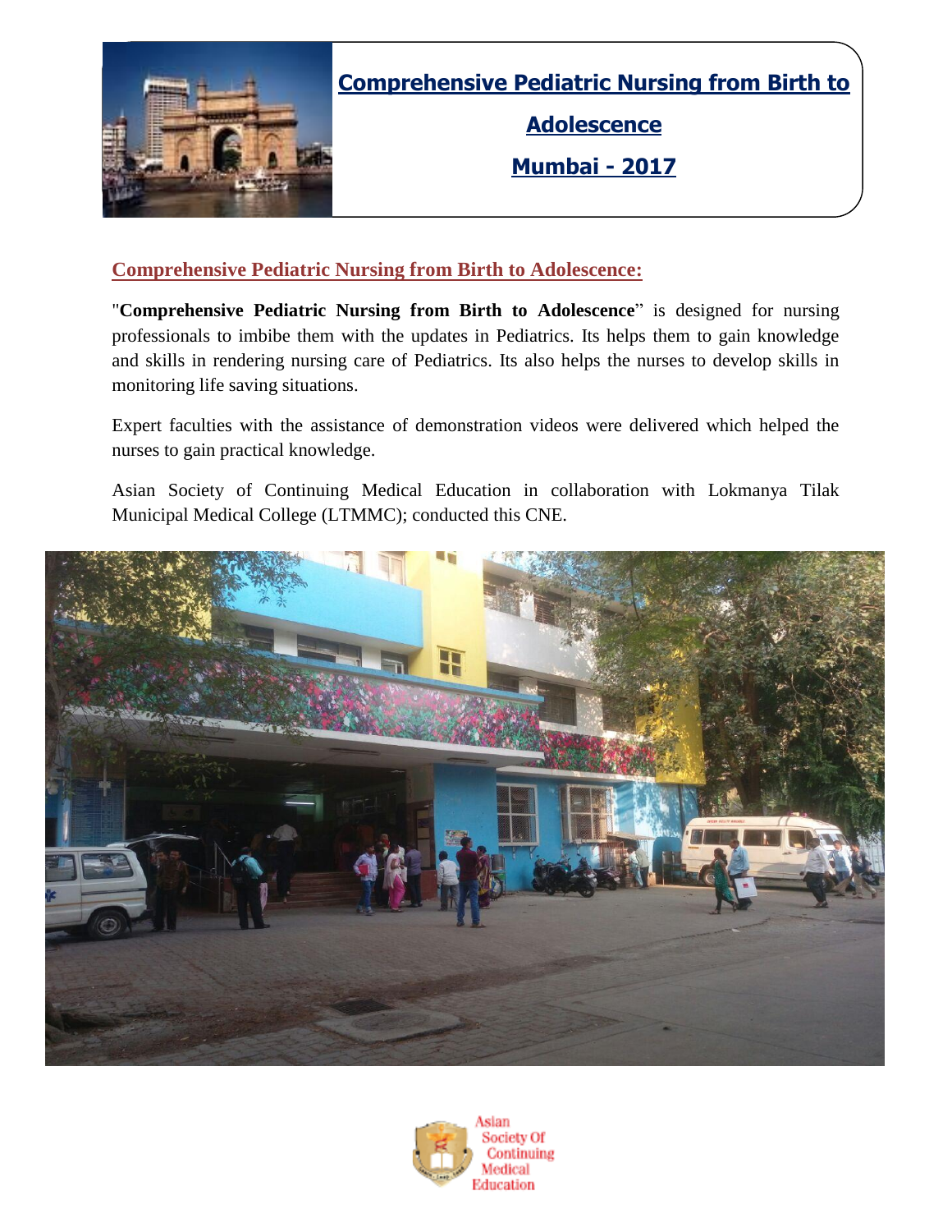# Comprehensive Pediatric Nursing from Birth to Adolescence

# Mumbai - 2017

## Comprehensive Pediatric Nursing from Birth to Adolescence:

"**Comprehensive Pediatric Nursing from Birth to Adolescence**" is designed for nursing professionals to imbibe them with the updates in Pediatrics. Its helps them to gain knowledge and skills in rendering nursing care of Pediatrics. Its also helps the nurses to develop skills in monitoring life saving situations.

Expert faculties with the assistance of demonstration videos were delivered which helped the nurses to gain practical knowledge.

Asian Society of Continuing Medical Education in collaboration with Lokmanya Tilak Municipal Medical College (LTMMC); conducted this CNE.

Asian Society Of Continuing Medical Education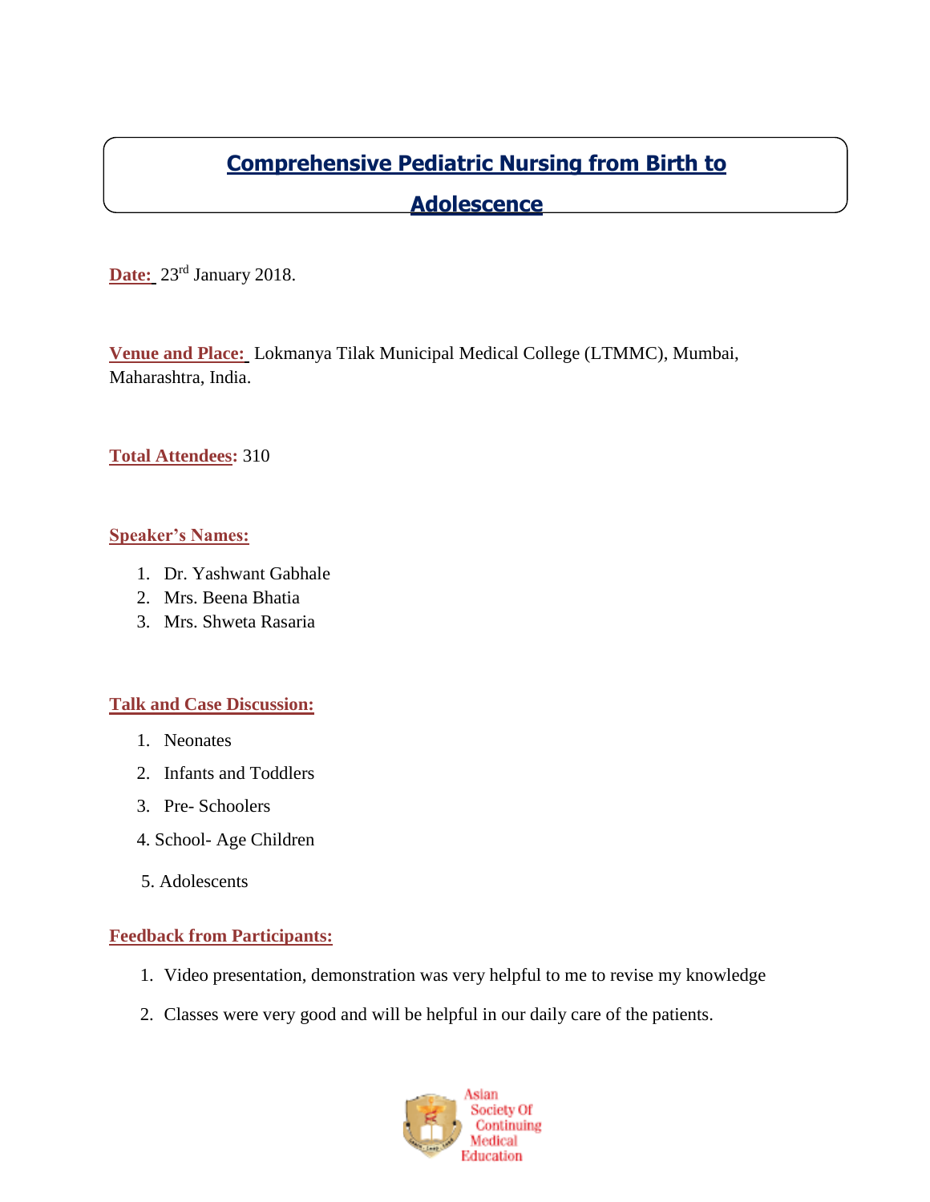# Comprehensive Pediatric Nursing from Birth to Adolescence

**Date:** 23rd January 2018.

**Venue and Place:** Lokmanya Tilak Municipal Medical College (LTMMC), Mumbai, Maharashtra, India.

**Total Attendees:** 310

**Speaker's Names:**

1. Dr. Yashwant Gabhale
2. Mrs. Beena Bhatia
3. Mrs. Shweta Rasaria

**Talk and Case Discussion:**

1. Neonates
2. Infants and Toddlers
3. Pre- Schoolers
4. School- Age Children
5. Adolescents

**Feedback from Participants:**

1. Video presentation, demonstration was very helpful to me to revise my knowledge
2. Classes were very good and will be helpful in our daily care of the patients.

Asian Society Of Continuing Medical Education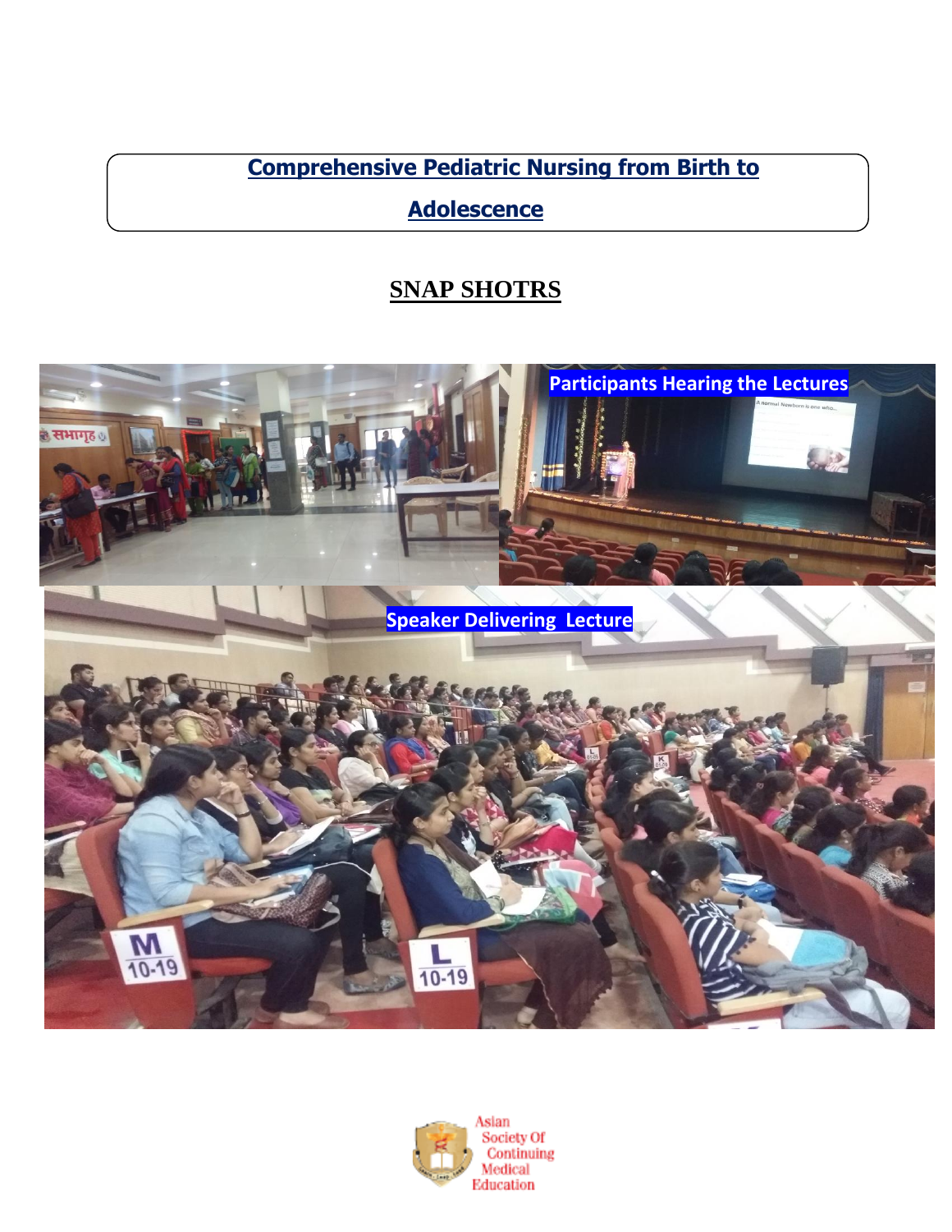**Comprehensive Pediatric Nursing from Birth to Adolescence**

## SNAP SHOTRS

Participants Hearing the Lectures

Speaker Delivering Lecture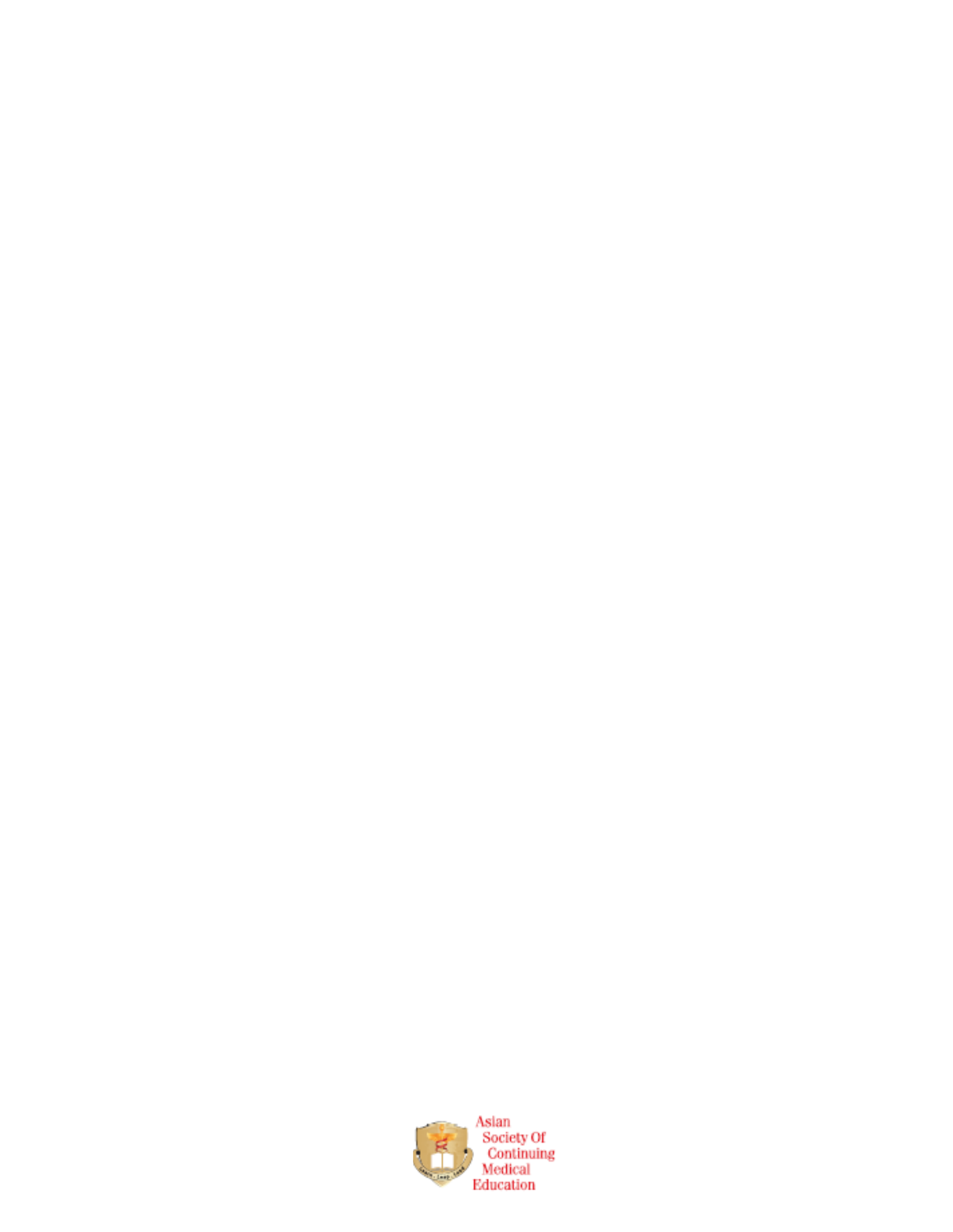Asian Society Of Continuing Medical Education